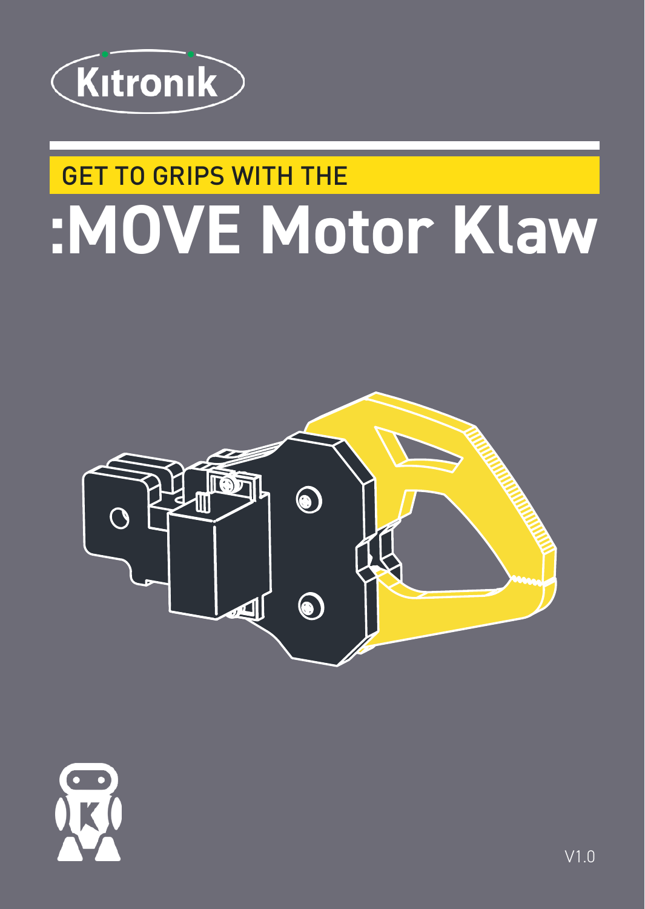Kitronik

GET TO GRIPS WITH THE

# :MOVE Motor Klaw

V1.0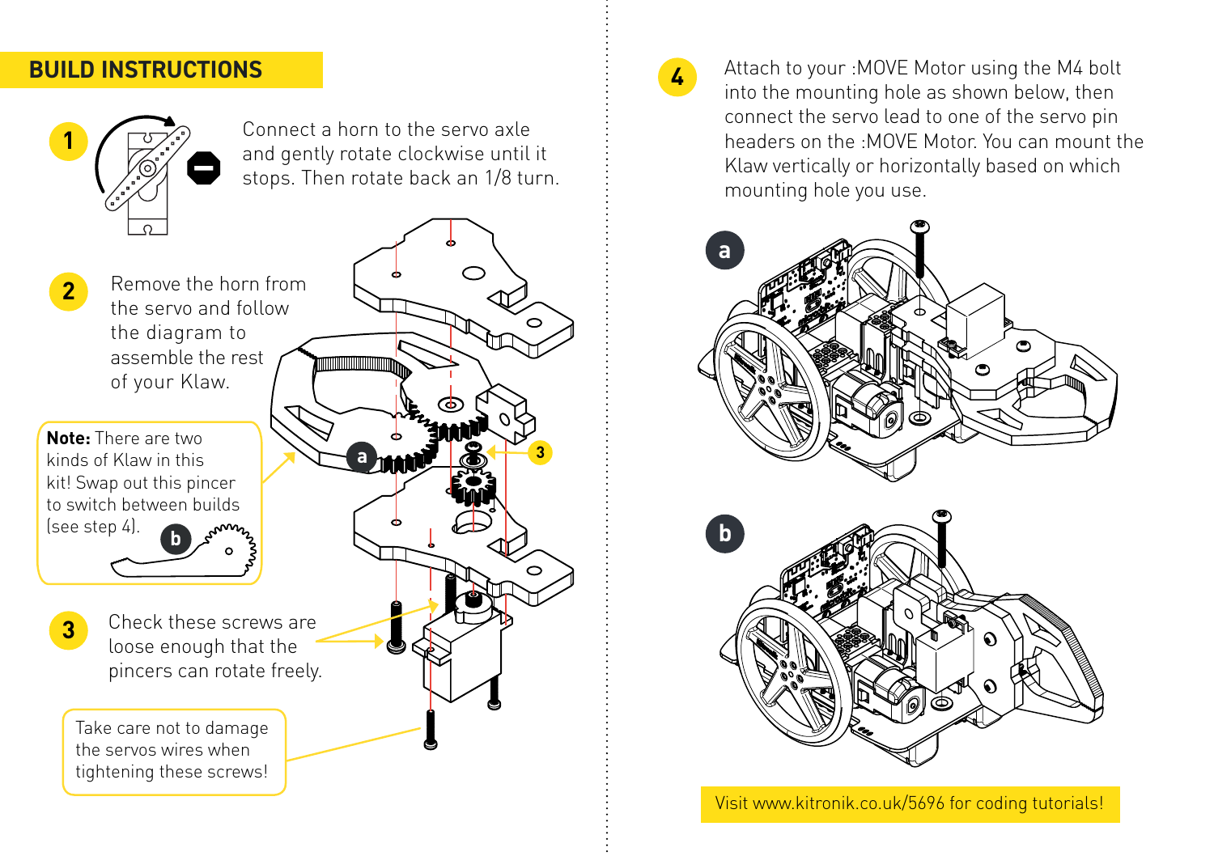## BUILD INSTRUCTIONS

**1** Connect a horn to the servo axle and gently rotate clockwise until it stops. Then rotate back an 1/8 turn.

**2** Remove the horn from the servo and follow the diagram to assemble the rest of your Klaw.

**Note:** There are two kinds of Klaw in this kit! Swap out this pincer to switch between builds (see step 4).

**3** Check these screws are loose enough that the pincers can rotate freely.

Take care not to damage the servos wires when tightening these screws!

**4** Attach to your :MOVE Motor using the M4 bolt into the mounting hole as shown below, then connect the servo lead to one of the servo pin headers on the :MOVE Motor. You can mount the Klaw vertically or horizontally based on which mounting hole you use.

Visit www.kitronik.co.uk/5696 for coding tutorials!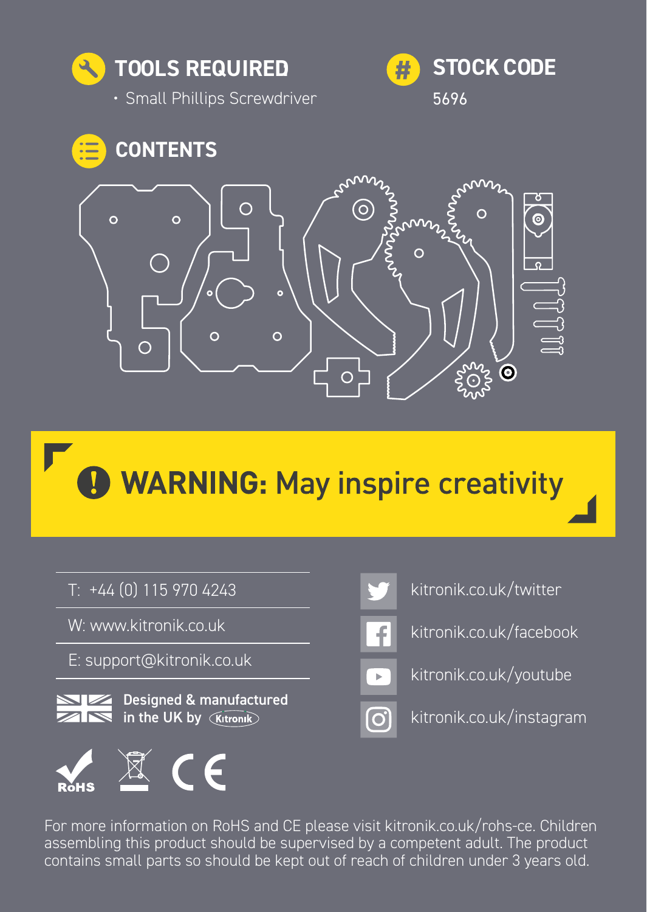## TOOLS REQUIRED

- Small Phillips Screwdriver

## STOCK CODE

5696

## CONTENTS

## WARNING: May inspire creativity

T: +44 (0) 115 970 4243

W: www.kitronik.co.uk

E: support@kitronik.co.uk

Designed & manufactured in the UK by Kitronik

kitronik.co.uk/twitter

kitronik.co.uk/facebook

kitronik.co.uk/youtube

kitronik.co.uk/instagram

RoHS

For more information on RoHS and CE please visit kitronik.co.uk/rohs-ce. Children assembling this product should be supervised by a competent adult. The product contains small parts so should be kept out of reach of children under 3 years old.